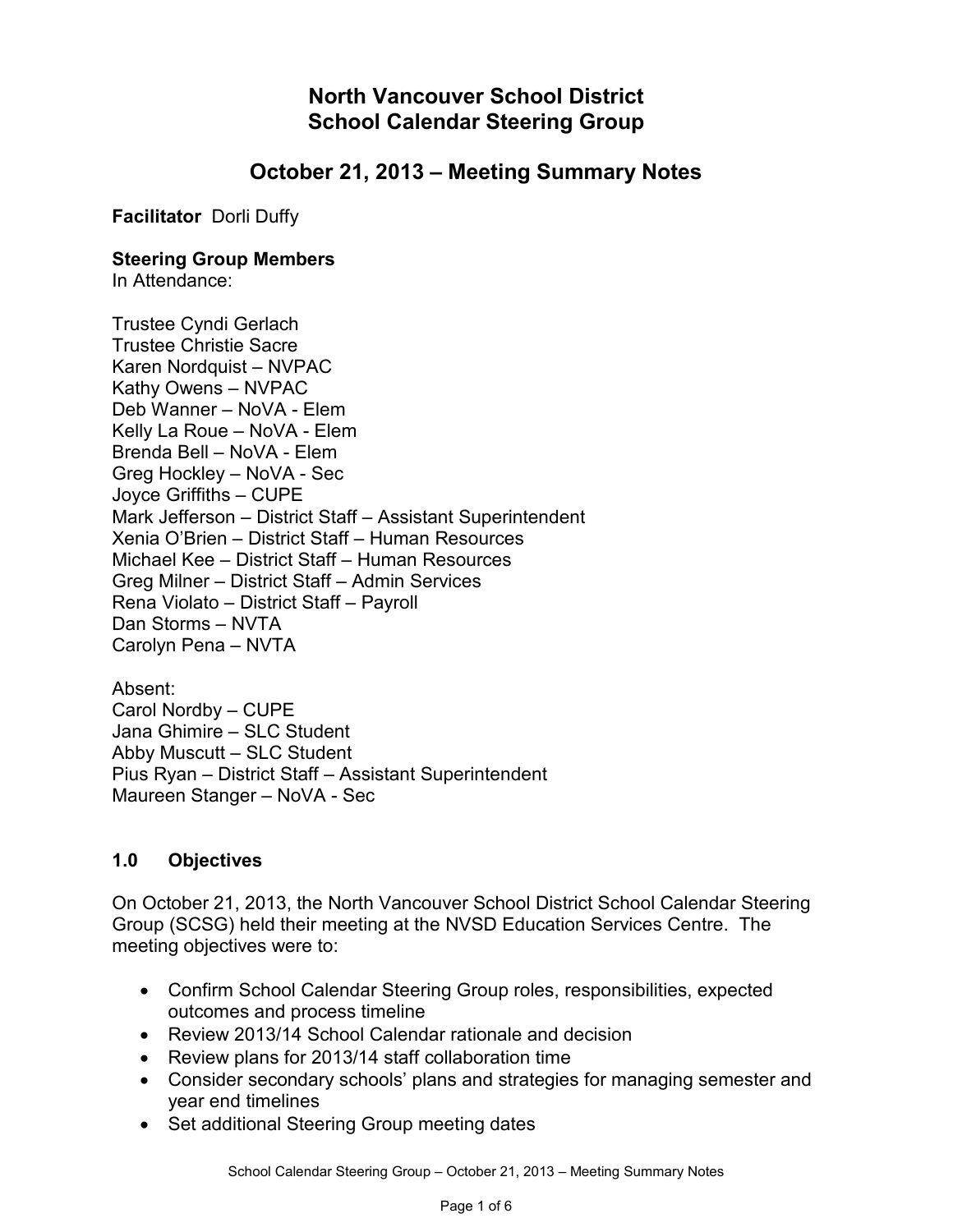# North Vancouver School District
# School Calendar Steering Group

## October 21, 2013 – Meeting Summary Notes

**Facilitator** Dorli Duffy

**Steering Group Members**
In Attendance:

Trustee Cyndi Gerlach
Trustee Christie Sacre
Karen Nordquist – NVPAC
Kathy Owens – NVPAC
Deb Wanner – NoVA - Elem
Kelly La Roue – NoVA - Elem
Brenda Bell – NoVA - Elem
Greg Hockley – NoVA - Sec
Joyce Griffiths – CUPE
Mark Jefferson – District Staff – Assistant Superintendent
Xenia O'Brien – District Staff – Human Resources
Michael Kee – District Staff – Human Resources
Greg Milner – District Staff – Admin Services
Rena Violato – District Staff – Payroll
Dan Storms – NVTA
Carolyn Pena – NVTA

Absent:
Carol Nordby – CUPE
Jana Ghimire – SLC Student
Abby Muscutt – SLC Student
Pius Ryan – District Staff – Assistant Superintendent
Maureen Stanger – NoVA - Sec

### 1.0 Objectives

On October 21, 2013, the North Vancouver School District School Calendar Steering Group (SCSG) held their meeting at the NVSD Education Services Centre. The meeting objectives were to:

- Confirm School Calendar Steering Group roles, responsibilities, expected outcomes and process timeline
- Review 2013/14 School Calendar rationale and decision
- Review plans for 2013/14 staff collaboration time
- Consider secondary schools' plans and strategies for managing semester and year end timelines
- Set additional Steering Group meeting dates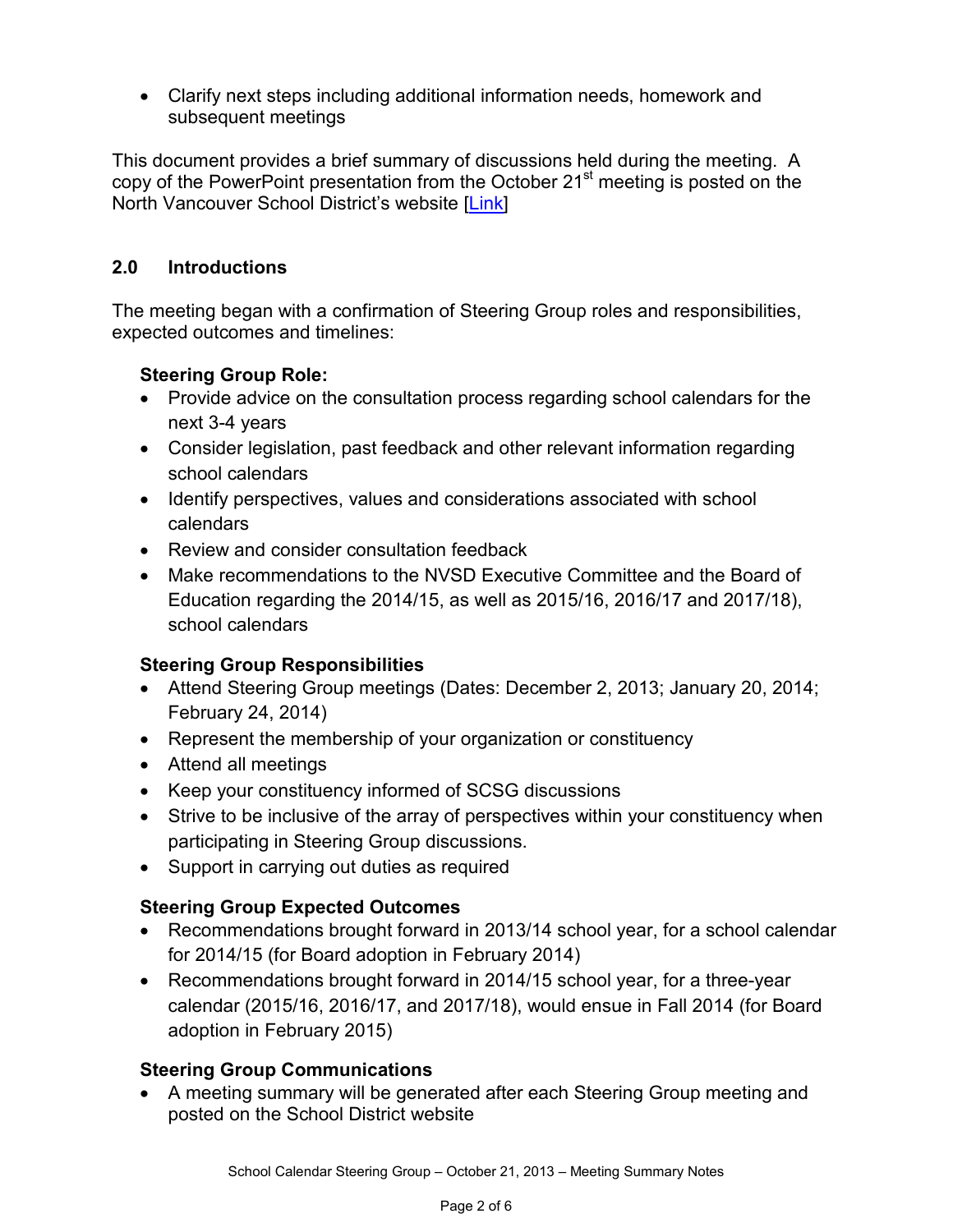- Clarify next steps including additional information needs, homework and subsequent meetings

This document provides a brief summary of discussions held during the meeting. A copy of the PowerPoint presentation from the October 21st meeting is posted on the North Vancouver School District's website [Link]

## 2.0 Introductions

The meeting began with a confirmation of Steering Group roles and responsibilities, expected outcomes and timelines:

**Steering Group Role:**

- Provide advice on the consultation process regarding school calendars for the next 3-4 years
- Consider legislation, past feedback and other relevant information regarding school calendars
- Identify perspectives, values and considerations associated with school calendars
- Review and consider consultation feedback
- Make recommendations to the NVSD Executive Committee and the Board of Education regarding the 2014/15, as well as 2015/16, 2016/17 and 2017/18), school calendars

**Steering Group Responsibilities**

- Attend Steering Group meetings (Dates: December 2, 2013; January 20, 2014; February 24, 2014)
- Represent the membership of your organization or constituency
- Attend all meetings
- Keep your constituency informed of SCSG discussions
- Strive to be inclusive of the array of perspectives within your constituency when participating in Steering Group discussions.
- Support in carrying out duties as required

**Steering Group Expected Outcomes**

- Recommendations brought forward in 2013/14 school year, for a school calendar for 2014/15 (for Board adoption in February 2014)
- Recommendations brought forward in 2014/15 school year, for a three-year calendar (2015/16, 2016/17, and 2017/18), would ensue in Fall 2014 (for Board adoption in February 2015)

**Steering Group Communications**

- A meeting summary will be generated after each Steering Group meeting and posted on the School District website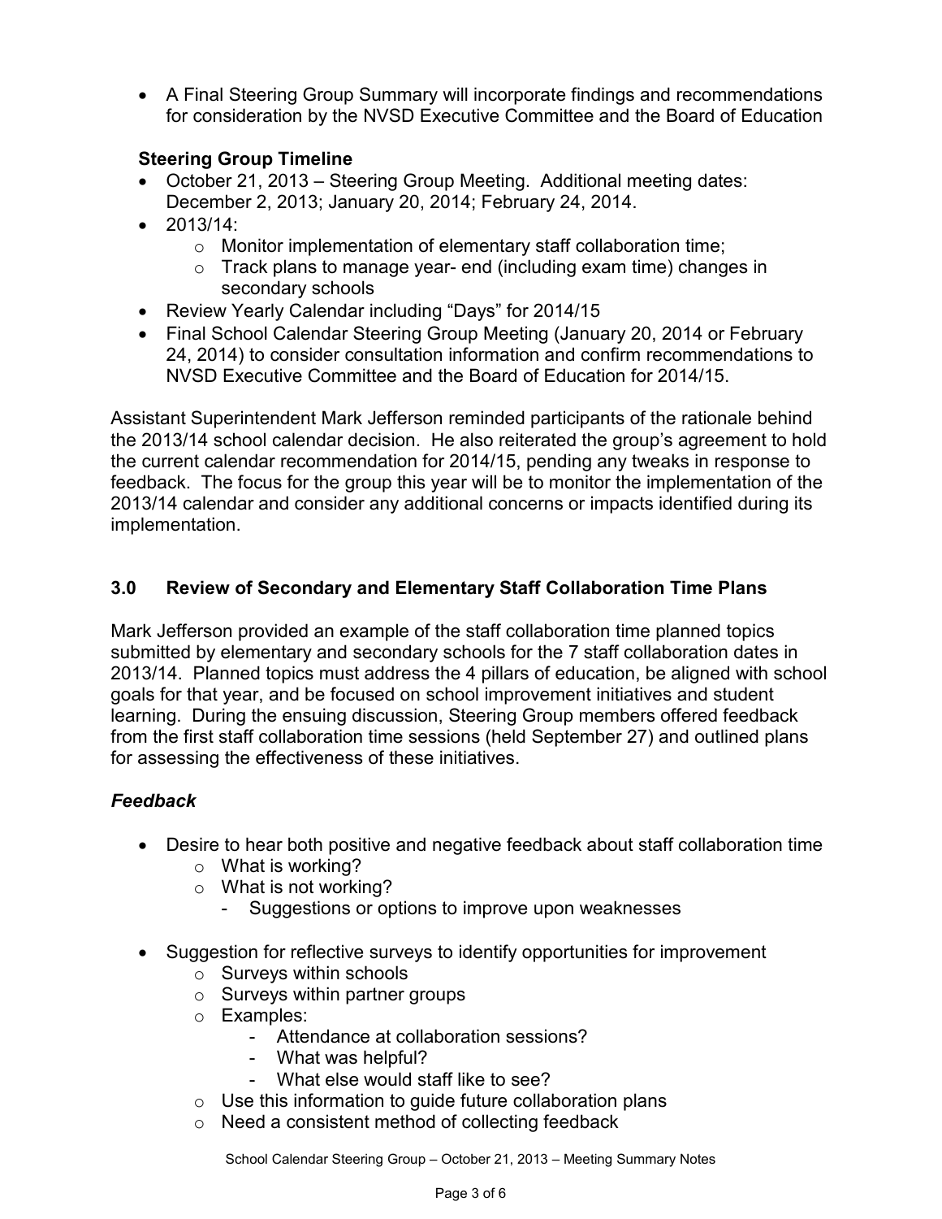- A Final Steering Group Summary will incorporate findings and recommendations for consideration by the NVSD Executive Committee and the Board of Education

**Steering Group Timeline**

- October 21, 2013 – Steering Group Meeting. Additional meeting dates: December 2, 2013; January 20, 2014; February 24, 2014.
- 2013/14:
    - Monitor implementation of elementary staff collaboration time;
    - Track plans to manage year- end (including exam time) changes in secondary schools
- Review Yearly Calendar including "Days" for 2014/15
- Final School Calendar Steering Group Meeting (January 20, 2014 or February 24, 2014) to consider consultation information and confirm recommendations to NVSD Executive Committee and the Board of Education for 2014/15.

Assistant Superintendent Mark Jefferson reminded participants of the rationale behind the 2013/14 school calendar decision. He also reiterated the group's agreement to hold the current calendar recommendation for 2014/15, pending any tweaks in response to feedback. The focus for the group this year will be to monitor the implementation of the 2013/14 calendar and consider any additional concerns or impacts identified during its implementation.

## 3.0 Review of Secondary and Elementary Staff Collaboration Time Plans

Mark Jefferson provided an example of the staff collaboration time planned topics submitted by elementary and secondary schools for the 7 staff collaboration dates in 2013/14. Planned topics must address the 4 pillars of education, be aligned with school goals for that year, and be focused on school improvement initiatives and student learning. During the ensuing discussion, Steering Group members offered feedback from the first staff collaboration time sessions (held September 27) and outlined plans for assessing the effectiveness of these initiatives.

***Feedback***

- Desire to hear both positive and negative feedback about staff collaboration time
    - What is working?
    - What is not working?
        - Suggestions or options to improve upon weaknesses

- Suggestion for reflective surveys to identify opportunities for improvement
    - Surveys within schools
    - Surveys within partner groups
    - Examples:
        - Attendance at collaboration sessions?
        - What was helpful?
        - What else would staff like to see?
    - Use this information to guide future collaboration plans
    - Need a consistent method of collecting feedback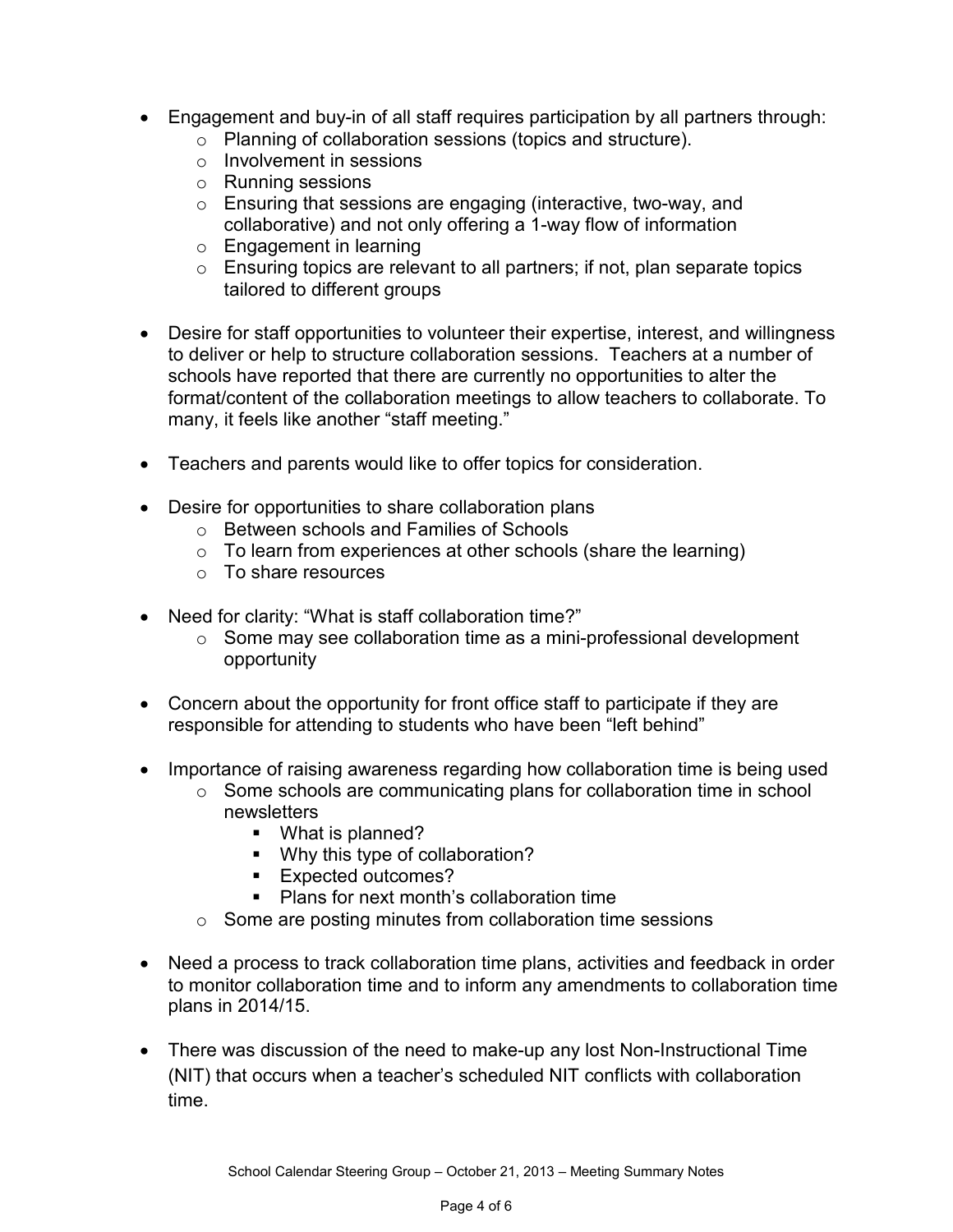- Engagement and buy-in of all staff requires participation by all partners through:
  - Planning of collaboration sessions (topics and structure).
  - Involvement in sessions
  - Running sessions
  - Ensuring that sessions are engaging (interactive, two-way, and collaborative) and not only offering a 1-way flow of information
  - Engagement in learning
  - Ensuring topics are relevant to all partners; if not, plan separate topics tailored to different groups

- Desire for staff opportunities to volunteer their expertise, interest, and willingness to deliver or help to structure collaboration sessions. Teachers at a number of schools have reported that there are currently no opportunities to alter the format/content of the collaboration meetings to allow teachers to collaborate. To many, it feels like another "staff meeting."

- Teachers and parents would like to offer topics for consideration.

- Desire for opportunities to share collaboration plans
  - Between schools and Families of Schools
  - To learn from experiences at other schools (share the learning)
  - To share resources

- Need for clarity: "What is staff collaboration time?"
  - Some may see collaboration time as a mini-professional development opportunity

- Concern about the opportunity for front office staff to participate if they are responsible for attending to students who have been "left behind"

- Importance of raising awareness regarding how collaboration time is being used
  - Some schools are communicating plans for collaboration time in school newsletters
    - What is planned?
    - Why this type of collaboration?
    - Expected outcomes?
    - Plans for next month's collaboration time
  - Some are posting minutes from collaboration time sessions

- Need a process to track collaboration time plans, activities and feedback in order to monitor collaboration time and to inform any amendments to collaboration time plans in 2014/15.

- There was discussion of the need to make-up any lost Non-Instructional Time (NIT) that occurs when a teacher's scheduled NIT conflicts with collaboration time.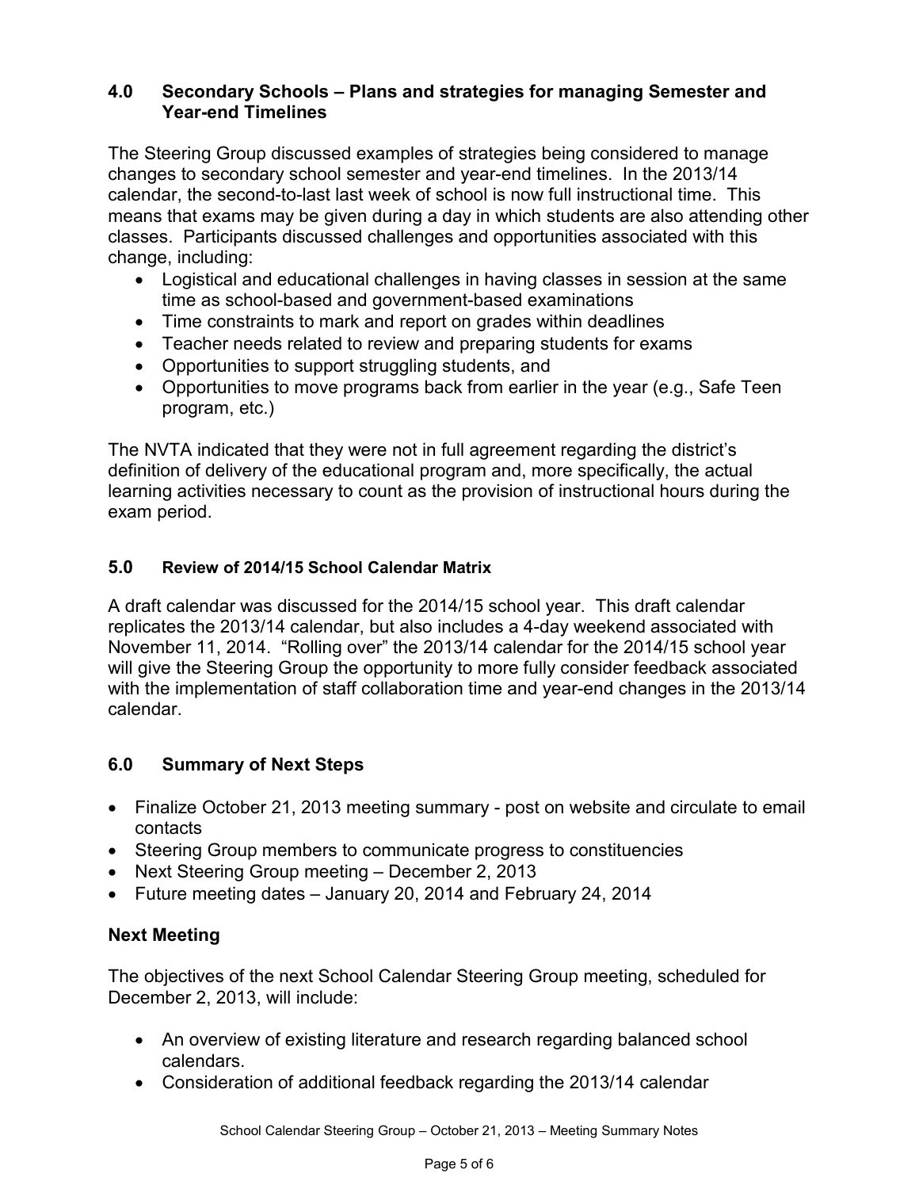## 4.0 Secondary Schools – Plans and strategies for managing Semester and Year-end Timelines

The Steering Group discussed examples of strategies being considered to manage changes to secondary school semester and year-end timelines. In the 2013/14 calendar, the second-to-last last week of school is now full instructional time. This means that exams may be given during a day in which students are also attending other classes. Participants discussed challenges and opportunities associated with this change, including:

- Logistical and educational challenges in having classes in session at the same time as school-based and government-based examinations
- Time constraints to mark and report on grades within deadlines
- Teacher needs related to review and preparing students for exams
- Opportunities to support struggling students, and
- Opportunities to move programs back from earlier in the year (e.g., Safe Teen program, etc.)

The NVTA indicated that they were not in full agreement regarding the district's definition of delivery of the educational program and, more specifically, the actual learning activities necessary to count as the provision of instructional hours during the exam period.

## 5.0 Review of 2014/15 School Calendar Matrix

A draft calendar was discussed for the 2014/15 school year. This draft calendar replicates the 2013/14 calendar, but also includes a 4-day weekend associated with November 11, 2014. "Rolling over" the 2013/14 calendar for the 2014/15 school year will give the Steering Group the opportunity to more fully consider feedback associated with the implementation of staff collaboration time and year-end changes in the 2013/14 calendar.

## 6.0 Summary of Next Steps

- Finalize October 21, 2013 meeting summary - post on website and circulate to email contacts
- Steering Group members to communicate progress to constituencies
- Next Steering Group meeting – December 2, 2013
- Future meeting dates – January 20, 2014 and February 24, 2014

## Next Meeting

The objectives of the next School Calendar Steering Group meeting, scheduled for December 2, 2013, will include:

- An overview of existing literature and research regarding balanced school calendars.
- Consideration of additional feedback regarding the 2013/14 calendar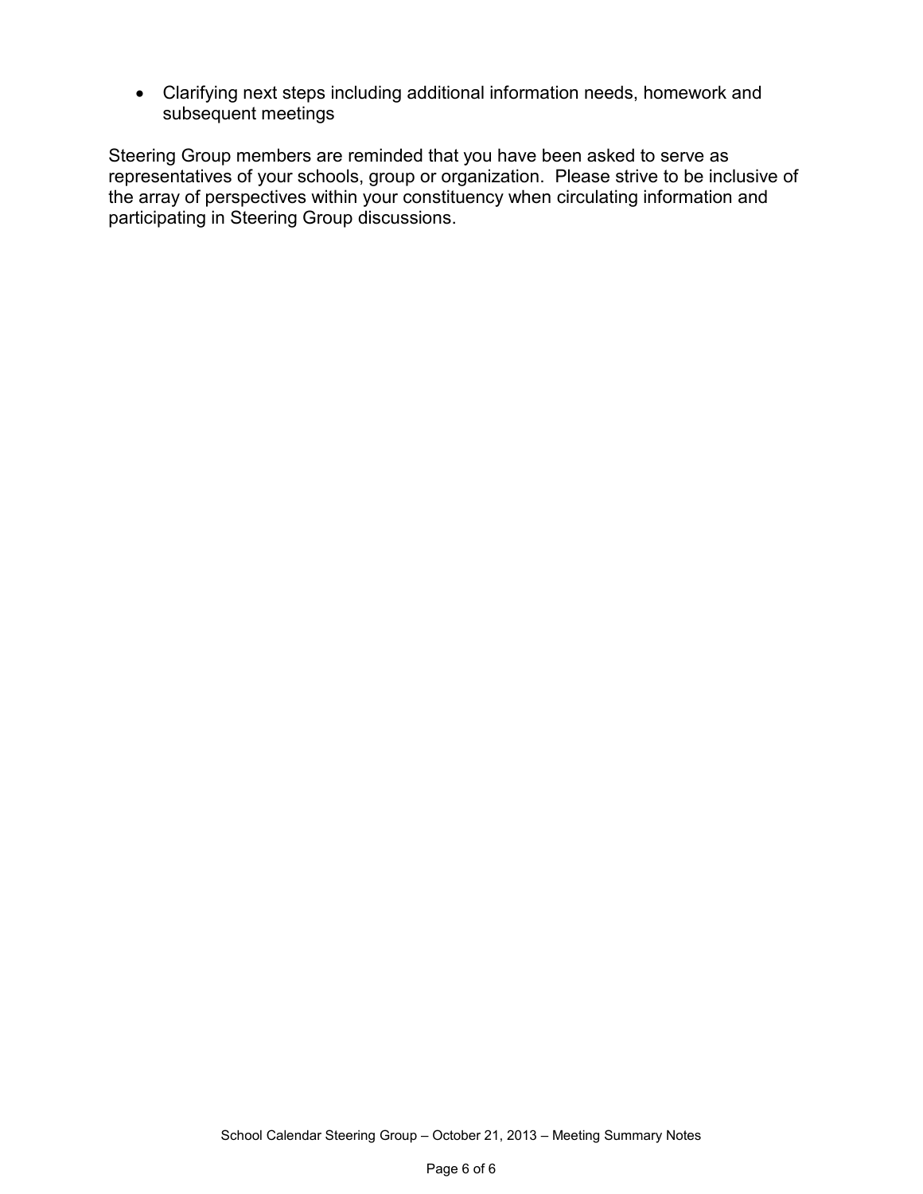- Clarifying next steps including additional information needs, homework and subsequent meetings

Steering Group members are reminded that you have been asked to serve as representatives of your schools, group or organization. Please strive to be inclusive of the array of perspectives within your constituency when circulating information and participating in Steering Group discussions.